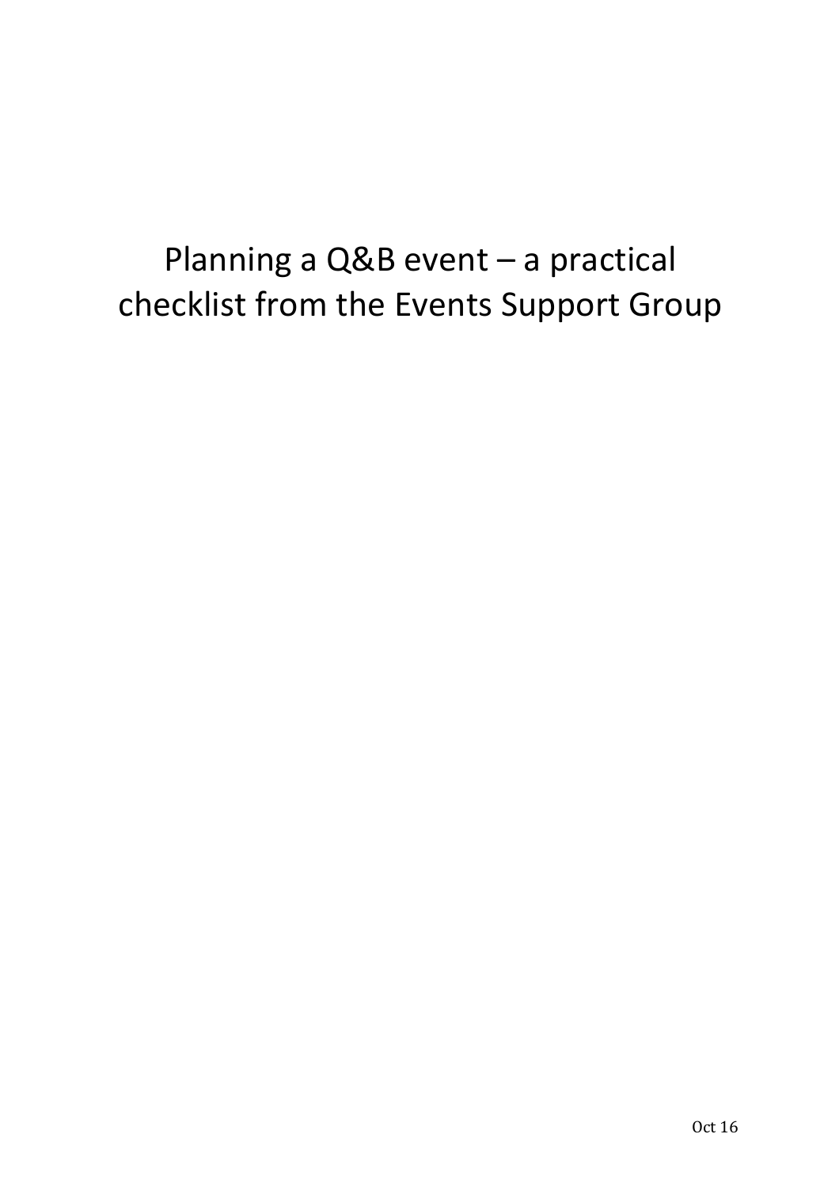# Planning a Q&B event – a practical checklist from the Events Support Group

Oct 16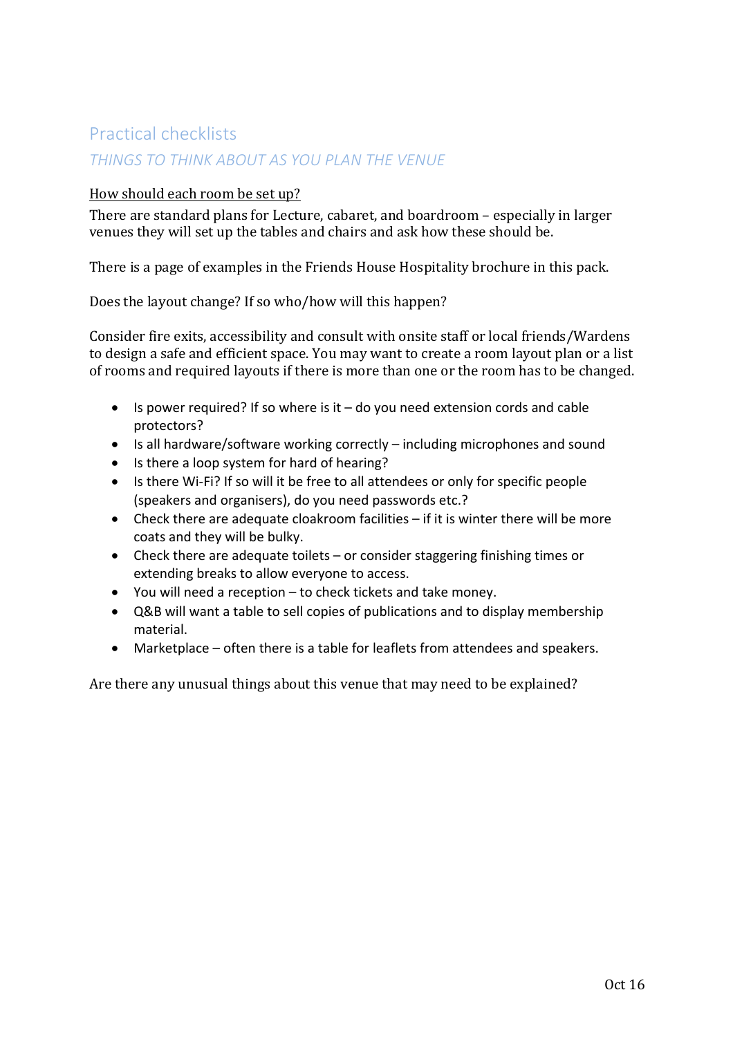## Practical checklists

### *THINGS TO THINK ABOUT AS YOU PLAN THE VENUE*

How should each room be set up?

There are standard plans for Lecture, cabaret, and boardroom – especially in larger venues they will set up the tables and chairs and ask how these should be.

There is a page of examples in the Friends House Hospitality brochure in this pack.

Does the layout change? If so who/how will this happen?

Consider fire exits, accessibility and consult with onsite staff or local friends/Wardens to design a safe and efficient space. You may want to create a room layout plan or a list of rooms and required layouts if there is more than one or the room has to be changed.

- Is power required? If so where is it – do you need extension cords and cable protectors?
- Is all hardware/software working correctly – including microphones and sound
- Is there a loop system for hard of hearing?
- Is there Wi-Fi? If so will it be free to all attendees or only for specific people (speakers and organisers), do you need passwords etc.?
- Check there are adequate cloakroom facilities – if it is winter there will be more coats and they will be bulky.
- Check there are adequate toilets – or consider staggering finishing times or extending breaks to allow everyone to access.
- You will need a reception – to check tickets and take money.
- Q&B will want a table to sell copies of publications and to display membership material.
- Marketplace – often there is a table for leaflets from attendees and speakers.

Are there any unusual things about this venue that may need to be explained?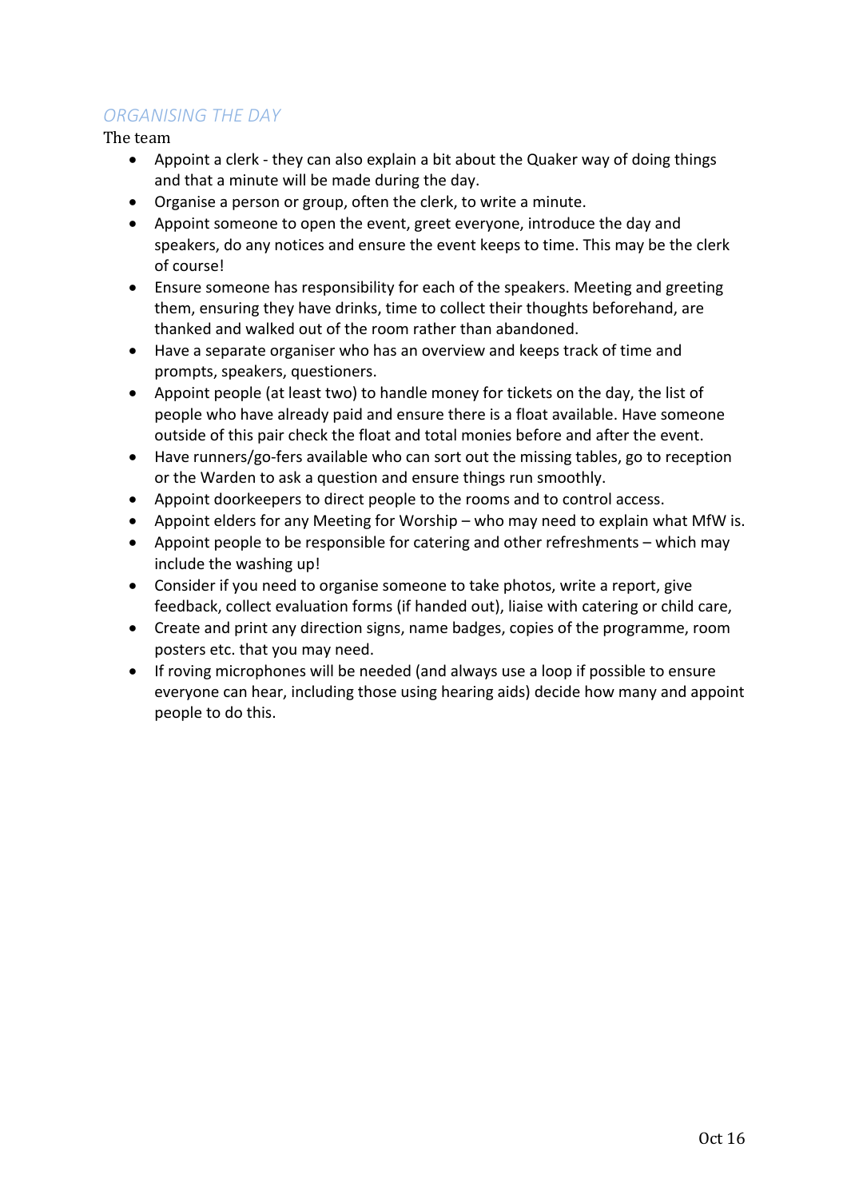## *ORGANISING THE DAY*

The team

- Appoint a clerk - they can also explain a bit about the Quaker way of doing things and that a minute will be made during the day.
- Organise a person or group, often the clerk, to write a minute.
- Appoint someone to open the event, greet everyone, introduce the day and speakers, do any notices and ensure the event keeps to time. This may be the clerk of course!
- Ensure someone has responsibility for each of the speakers. Meeting and greeting them, ensuring they have drinks, time to collect their thoughts beforehand, are thanked and walked out of the room rather than abandoned.
- Have a separate organiser who has an overview and keeps track of time and prompts, speakers, questioners.
- Appoint people (at least two) to handle money for tickets on the day, the list of people who have already paid and ensure there is a float available. Have someone outside of this pair check the float and total monies before and after the event.
- Have runners/go-fers available who can sort out the missing tables, go to reception or the Warden to ask a question and ensure things run smoothly.
- Appoint doorkeepers to direct people to the rooms and to control access.
- Appoint elders for any Meeting for Worship – who may need to explain what MfW is.
- Appoint people to be responsible for catering and other refreshments – which may include the washing up!
- Consider if you need to organise someone to take photos, write a report, give feedback, collect evaluation forms (if handed out), liaise with catering or child care,
- Create and print any direction signs, name badges, copies of the programme, room posters etc. that you may need.
- If roving microphones will be needed (and always use a loop if possible to ensure everyone can hear, including those using hearing aids) decide how many and appoint people to do this.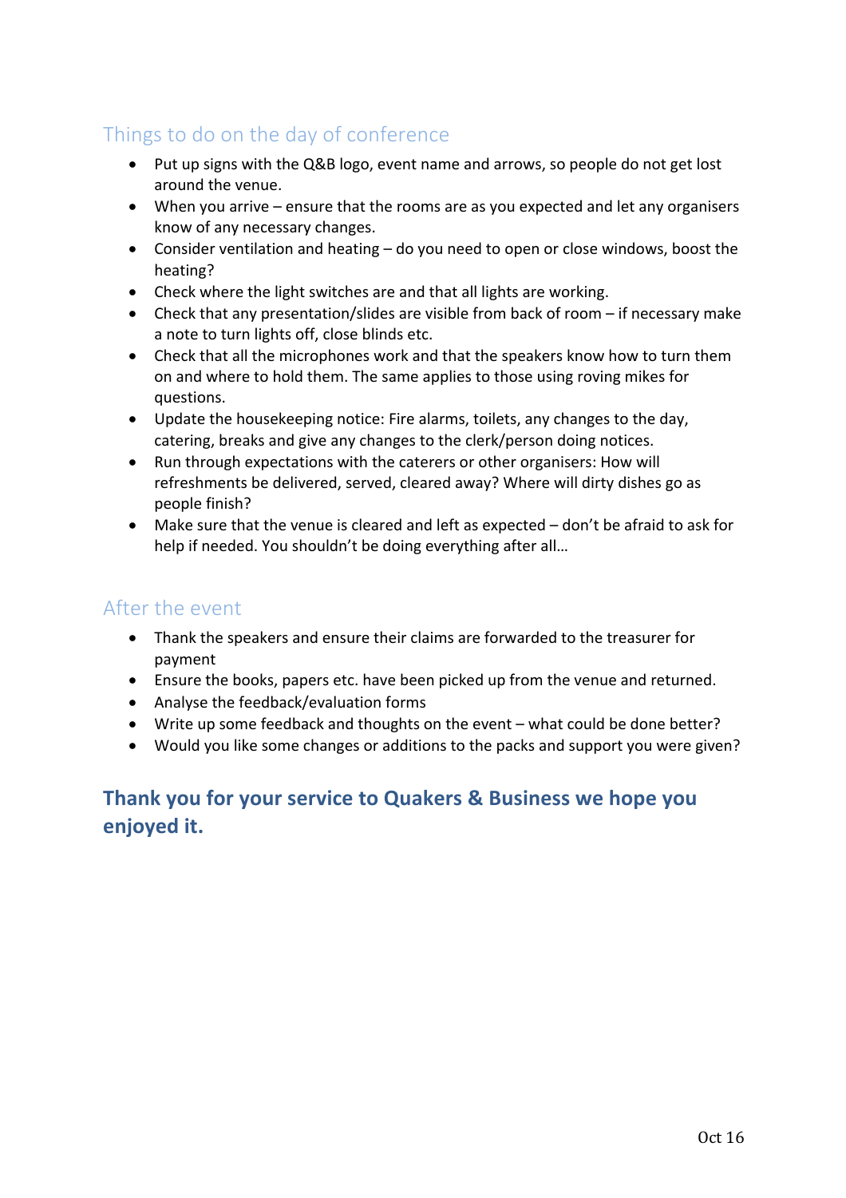## Things to do on the day of conference

- Put up signs with the Q&B logo, event name and arrows, so people do not get lost around the venue.
- When you arrive – ensure that the rooms are as you expected and let any organisers know of any necessary changes.
- Consider ventilation and heating – do you need to open or close windows, boost the heating?
- Check where the light switches are and that all lights are working.
- Check that any presentation/slides are visible from back of room – if necessary make a note to turn lights off, close blinds etc.
- Check that all the microphones work and that the speakers know how to turn them on and where to hold them. The same applies to those using roving mikes for questions.
- Update the housekeeping notice: Fire alarms, toilets, any changes to the day, catering, breaks and give any changes to the clerk/person doing notices.
- Run through expectations with the caterers or other organisers: How will refreshments be delivered, served, cleared away? Where will dirty dishes go as people finish?
- Make sure that the venue is cleared and left as expected – don't be afraid to ask for help if needed. You shouldn't be doing everything after all…

## After the event

- Thank the speakers and ensure their claims are forwarded to the treasurer for payment
- Ensure the books, papers etc. have been picked up from the venue and returned.
- Analyse the feedback/evaluation forms
- Write up some feedback and thoughts on the event – what could be done better?
- Would you like some changes or additions to the packs and support you were given?

**Thank you for your service to Quakers & Business we hope you enjoyed it.**

Oct 16